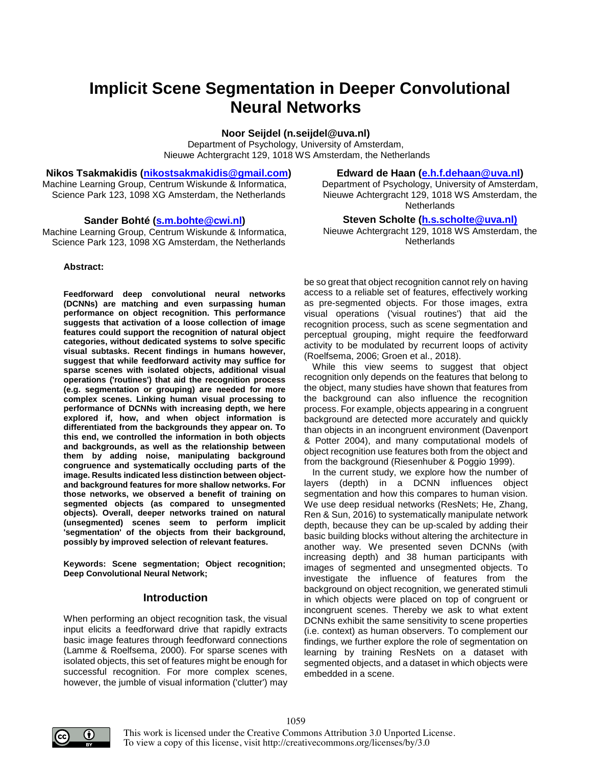# Implicit Scene Segmentation in Deeper Convolutional Neural Networks

**Noor Seijdel (n.seijdel@uva.nl)**
Department of Psychology, University of Amsterdam,
Nieuwe Achtergracht 129, 1018 WS Amsterdam, the Netherlands

**Nikos Tsakmakidis (nikostsakmakidis@gmail.com)**
Machine Learning Group, Centrum Wiskunde & Informatica,
Science Park 123, 1098 XG Amsterdam, the Netherlands

**Sander Bohté (s.m.bohte@cwi.nl)**
Machine Learning Group, Centrum Wiskunde & Informatica,
Science Park 123, 1098 XG Amsterdam, the Netherlands

**Edward de Haan (e.h.f.dehaan@uva.nl)**
Department of Psychology, University of Amsterdam,
Nieuwe Achtergracht 129, 1018 WS Amsterdam, the Netherlands

**Steven Scholte (h.s.scholte@uva.nl)**
Nieuwe Achtergracht 129, 1018 WS Amsterdam, the Netherlands

**Abstract:**

**Feedforward deep convolutional neural networks (DCNNs) are matching and even surpassing human performance on object recognition. This performance suggests that activation of a loose collection of image features could support the recognition of natural object categories, without dedicated systems to solve specific visual subtasks. Recent findings in humans however, suggest that while feedforward activity may suffice for sparse scenes with isolated objects, additional visual operations ('routines') that aid the recognition process (e.g. segmentation or grouping) are needed for more complex scenes. Linking human visual processing to performance of DCNNs with increasing depth, we here explored if, how, and when object information is differentiated from the backgrounds they appear on. To this end, we controlled the information in both objects and backgrounds, as well as the relationship between them by adding noise, manipulating background congruence and systematically occluding parts of the image. Results indicated less distinction between object- and background features for more shallow networks. For those networks, we observed a benefit of training on segmented objects (as compared to unsegmented objects). Overall, deeper networks trained on natural (unsegmented) scenes seem to perform implicit 'segmentation' of the objects from their background, possibly by improved selection of relevant features.**

**Keywords: Scene segmentation; Object recognition; Deep Convolutional Neural Network;**

## Introduction

When performing an object recognition task, the visual input elicits a feedforward drive that rapidly extracts basic image features through feedforward connections (Lamme & Roelfsema, 2000). For sparse scenes with isolated objects, this set of features might be enough for successful recognition. For more complex scenes, however, the jumble of visual information ('clutter') may be so great that object recognition cannot rely on having access to a reliable set of features, effectively working as pre-segmented objects. For those images, extra visual operations ('visual routines') that aid the recognition process, such as scene segmentation and perceptual grouping, might require the feedforward activity to be modulated by recurrent loops of activity (Roelfsema, 2006; Groen et al., 2018).

While this view seems to suggest that object recognition only depends on the features that belong to the object, many studies have shown that features from the background can also influence the recognition process. For example, objects appearing in a congruent background are detected more accurately and quickly than objects in an incongruent environment (Davenport & Potter 2004), and many computational models of object recognition use features both from the object and from the background (Riesenhuber & Poggio 1999).

In the current study, we explore how the number of layers (depth) in a DCNN influences object segmentation and how this compares to human vision. We use deep residual networks (ResNets; He, Zhang, Ren & Sun, 2016) to systematically manipulate network depth, because they can be up-scaled by adding their basic building blocks without altering the architecture in another way. We presented seven DCNNs (with increasing depth) and 38 human participants with images of segmented and unsegmented objects. To investigate the influence of features from the background on object recognition, we generated stimuli in which objects were placed on top of congruent or incongruent scenes. Thereby we ask to what extent DCNNs exhibit the same sensitivity to scene properties (i.e. context) as human observers. To complement our findings, we further explore the role of segmentation on learning by training ResNets on a dataset with segmented objects, and a dataset in which objects were embedded in a scene.

This work is licensed under the Creative Commons Attribution 3.0 Unported License. To view a copy of this license, visit http://creativecommons.org/licenses/by/3.0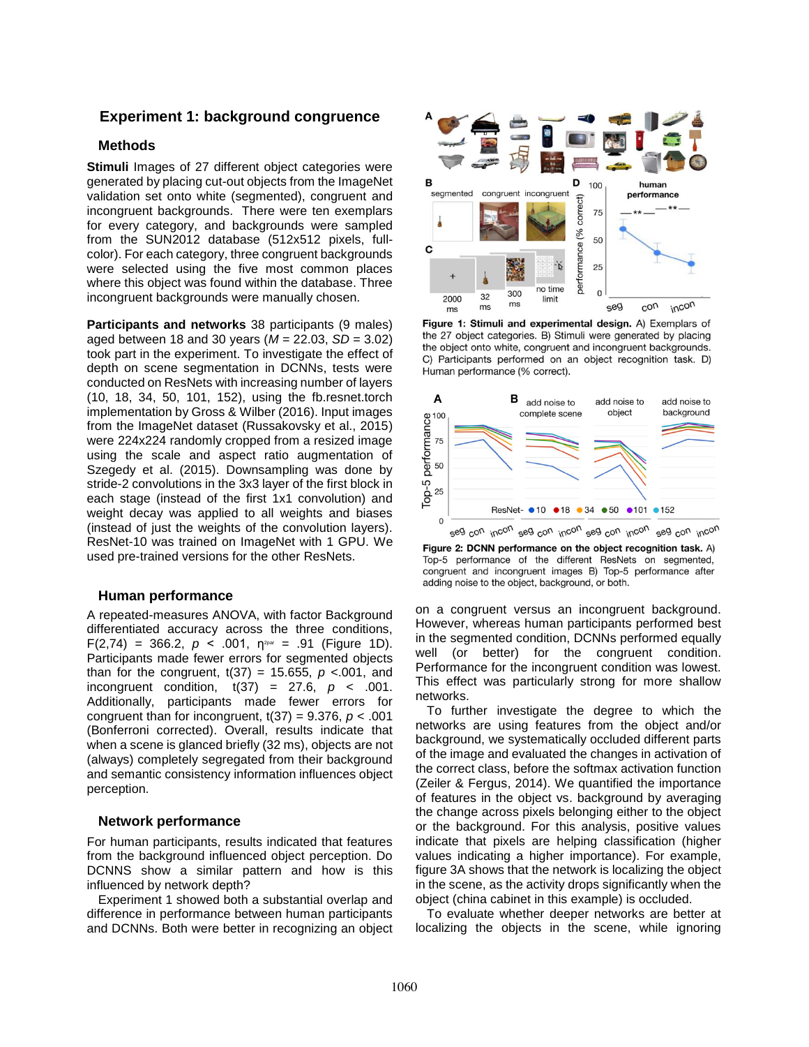## Experiment 1: background congruence

### Methods

**Stimuli** Images of 27 different object categories were generated by placing cut-out objects from the ImageNet validation set onto white (segmented), congruent and incongruent backgrounds. There were ten exemplars for every category, and backgrounds were sampled from the SUN2012 database (512x512 pixels, full-color). For each category, three congruent backgrounds were selected using the five most common places where this object was found within the database. Three incongruent backgrounds were manually chosen.

**Participants and networks** 38 participants (9 males) aged between 18 and 30 years ($M$ = 22.03, $SD$ = 3.02) took part in the experiment. To investigate the effect of depth on scene segmentation in DCNNs, tests were conducted on ResNets with increasing number of layers (10, 18, 34, 50, 101, 152), using the fb.resnet.torch implementation by Gross & Wilber (2016). Input images from the ImageNet dataset (Russakovsky et al., 2015) were 224x224 randomly cropped from a resized image using the scale and aspect ratio augmentation of Szegedy et al. (2015). Downsampling was done by stride-2 convolutions in the 3x3 layer of the first block in each stage (instead of the first 1x1 convolution) and weight decay was applied to all weights and biases (instead of just the weights of the convolution layers). ResNet-10 was trained on ImageNet with 1 GPU. We used pre-trained versions for the other ResNets.

### Human performance

A repeated-measures ANOVA, with factor Background differentiated accuracy across the three conditions, $F(2,74) = 366.2$, $p < .001$, $\eta^2_{par} = .91$ (Figure 1D). Participants made fewer errors for segmented objects than for the congruent, $t(37) = 15.655$, $p < .001$, and incongruent condition, $t(37) = 27.6$, $p < .001$. Additionally, participants made fewer errors for congruent than for incongruent, $t(37) = 9.376$, $p < .001$ (Bonferroni corrected). Overall, results indicate that when a scene is glanced briefly (32 ms), objects are not (always) completely segregated from their background and semantic consistency information influences object perception.

### Network performance

For human participants, results indicated that features from the background influenced object perception. Do DCNNS show a similar pattern and how is this influenced by network depth?

Experiment 1 showed both a substantial overlap and difference in performance between human participants and DCNNs. Both were better in recognizing an object on a congruent versus an incongruent background. However, whereas human participants performed best in the segmented condition, DCNNs performed equally well (or better) for the congruent condition. Performance for the incongruent condition was lowest. This effect was particularly strong for more shallow networks.

To further investigate the degree to which the networks are using features from the object and/or background, we systematically occluded different parts of the image and evaluated the changes in activation of the correct class, before the softmax activation function (Zeiler & Fergus, 2014). We quantified the importance of features in the object vs. background by averaging the change across pixels belonging either to the object or the background. For this analysis, positive values indicate that pixels are helping classification (higher values indicating a higher importance). For example, figure 3A shows that the network is localizing the object in the scene, as the activity drops significantly when the object (china cabinet in this example) is occluded.

To evaluate whether deeper networks are better at localizing the objects in the scene, while ignoring

**Figure 1: Stimuli and experimental design.** A) Exemplars of the 27 object categories. B) Stimuli were generated by placing the object onto white, congruent and incongruent backgrounds. C) Participants performed on an object recognition task. D) Human performance (% correct).

**Figure 2: DCNN performance on the object recognition task.** A) Top-5 performance of the different ResNets on segmented, congruent and incongruent images B) Top-5 performance after adding noise to the object, background, or both.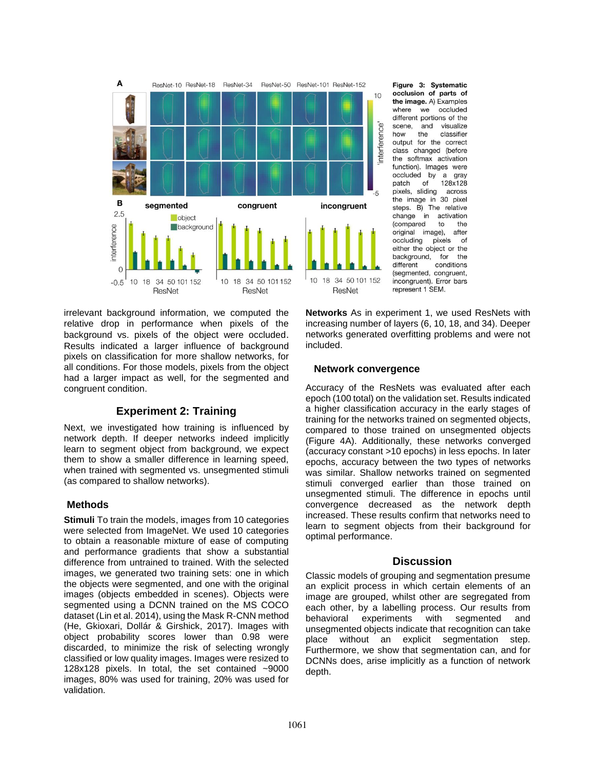**Figure 3: Systematic occlusion of parts of the image.** A) Examples where we occluded different portions of the scene, and visualize how the classifier output for the correct class changed (before the softmax activation function). Images were occluded by a gray patch of 128x128 pixels, sliding across the image in 30 pixel steps. B) The relative change in activation (compared to the original image), after occluding pixels of either the object or the background, for the different conditions (segmented, congruent, incongruent). Error bars represent 1 SEM.

irrelevant background information, we computed the relative drop in performance when pixels of the background vs. pixels of the object were occluded. Results indicated a larger influence of background pixels on classification for more shallow networks, for all conditions. For those models, pixels from the object had a larger impact as well, for the segmented and congruent condition.

## Experiment 2: Training

Next, we investigated how training is influenced by network depth. If deeper networks indeed implicitly learn to segment object from background, we expect them to show a smaller difference in learning speed, when trained with segmented vs. unsegmented stimuli (as compared to shallow networks).

### Methods

**Stimuli** To train the models, images from 10 categories were selected from ImageNet. We used 10 categories to obtain a reasonable mixture of ease of computing and performance gradients that show a substantial difference from untrained to trained. With the selected images, we generated two training sets: one in which the objects were segmented, and one with the original images (objects embedded in scenes). Objects were segmented using a DCNN trained on the MS COCO dataset (Lin et al. 2014), using the Mask R-CNN method (He, Gkioxari, Dollár & Girshick, 2017). Images with object probability scores lower than 0.98 were discarded, to minimize the risk of selecting wrongly classified or low quality images. Images were resized to 128x128 pixels. In total, the set contained ~9000 images, 80% was used for training, 20% was used for validation.

**Networks** As in experiment 1, we used ResNets with increasing number of layers (6, 10, 18, and 34). Deeper networks generated overfitting problems and were not included.

### Network convergence

Accuracy of the ResNets was evaluated after each epoch (100 total) on the validation set. Results indicated a higher classification accuracy in the early stages of training for the networks trained on segmented objects, compared to those trained on unsegmented objects (Figure 4A). Additionally, these networks converged (accuracy constant >10 epochs) in less epochs. In later epochs, accuracy between the two types of networks was similar. Shallow networks trained on segmented stimuli converged earlier than those trained on unsegmented stimuli. The difference in epochs until convergence decreased as the network depth increased. These results confirm that networks need to learn to segment objects from their background for optimal performance.

## Discussion

Classic models of grouping and segmentation presume an explicit process in which certain elements of an image are grouped, whilst other are segregated from each other, by a labelling process. Our results from behavioral experiments with segmented and unsegmented objects indicate that recognition can take place without an explicit segmentation step. Furthermore, we show that segmentation can, and for DCNNs does, arise implicitly as a function of network depth.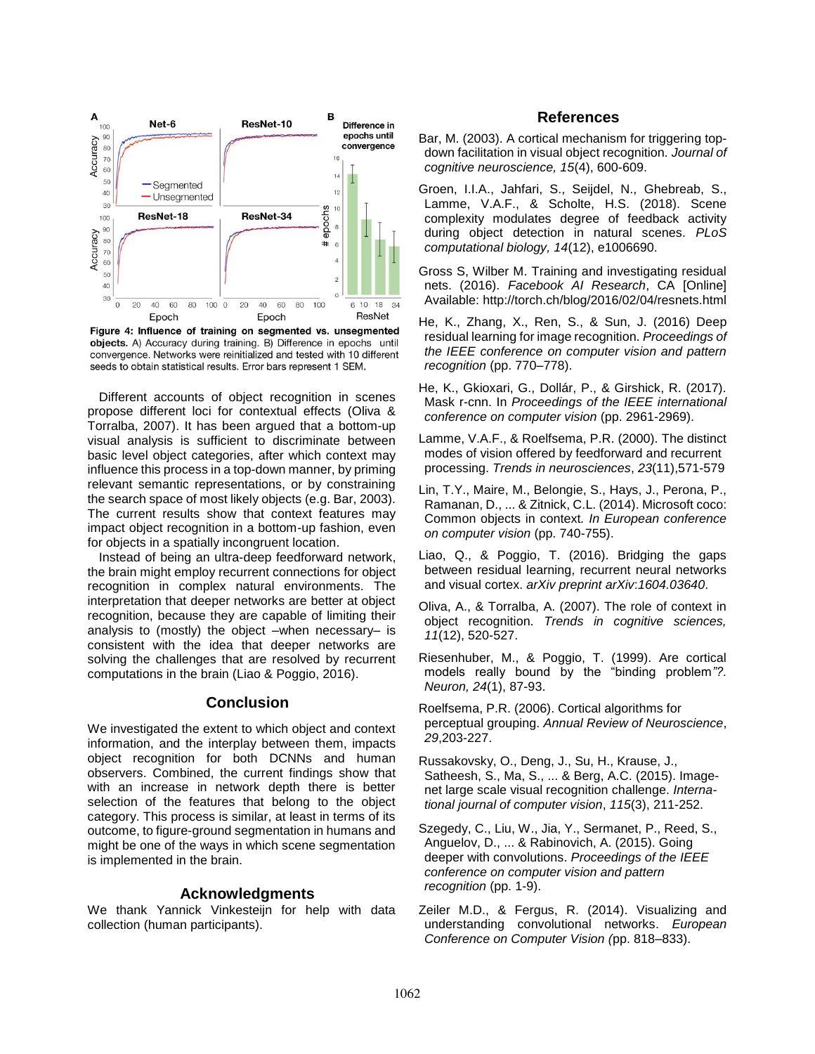A

Net-6

ResNet-10

B

Difference in epochs until convergence

Accuracy

100
90
80
70
60
50
40
30

Segmented
Unsegmented

ResNet-18

ResNet-34

Accuracy

100
90
80
70
60
50
40
30

0 20 40 60 80 100

Epoch

0 20 40 60 80 100

Epoch

# epochs

16
14
12
10
8
6
4
2
0

6 10 18 34

ResNet

**Figure 4: Influence of training on segmented vs. unsegmented objects.** A) Accuracy during training. B) Difference in epochs until convergence. Networks were reinitialized and tested with 10 different seeds to obtain statistical results. Error bars represent 1 SEM.

Different accounts of object recognition in scenes propose different loci for contextual effects (Oliva & Torralba, 2007). It has been argued that a bottom-up visual analysis is sufficient to discriminate between basic level object categories, after which context may influence this process in a top-down manner, by priming relevant semantic representations, or by constraining the search space of most likely objects (e.g. Bar, 2003). The current results show that context features may impact object recognition in a bottom-up fashion, even for objects in a spatially incongruent location.

Instead of being an ultra-deep feedforward network, the brain might employ recurrent connections for object recognition in complex natural environments. The interpretation that deeper networks are better at object recognition, because they are capable of limiting their analysis to (mostly) the object –when necessary– is consistent with the idea that deeper networks are solving the challenges that are resolved by recurrent computations in the brain (Liao & Poggio, 2016).

## Conclusion

We investigated the extent to which object and context information, and the interplay between them, impacts object recognition for both DCNNs and human observers. Combined, the current findings show that with an increase in network depth there is better selection of the features that belong to the object category. This process is similar, at least in terms of its outcome, to figure-ground segmentation in humans and might be one of the ways in which scene segmentation is implemented in the brain.

## Acknowledgments

We thank Yannick Vinkesteijn for help with data collection (human participants).

## References

Bar, M. (2003). A cortical mechanism for triggering top-down facilitation in visual object recognition. *Journal of cognitive neuroscience, 15*(4), 600-609.

Groen, I.I.A., Jahfari, S., Seijdel, N., Ghebreab, S., Lamme, V.A.F., & Scholte, H.S. (2018). Scene complexity modulates degree of feedback activity during object detection in natural scenes. *PLoS computational biology, 14*(12), e1006690.

Gross S, Wilber M. Training and investigating residual nets. (2016). *Facebook AI Research*, CA [Online] Available: http://torch.ch/blog/2016/02/04/resnets.html

He, K., Zhang, X., Ren, S., & Sun, J. (2016) Deep residual learning for image recognition. *Proceedings of the IEEE conference on computer vision and pattern recognition* (pp. 770–778).

He, K., Gkioxari, G., Dollár, P., & Girshick, R. (2017). Mask r-cnn. In *Proceedings of the IEEE international conference on computer vision* (pp. 2961-2969).

Lamme, V.A.F., & Roelfsema, P.R. (2000). The distinct modes of vision offered by feedforward and recurrent processing. *Trends in neurosciences*, *23*(11),571-579

Lin, T.Y., Maire, M., Belongie, S., Hays, J., Perona, P., Ramanan, D., ... & Zitnick, C.L. (2014). Microsoft coco: Common objects in context. *In European conference on computer vision* (pp. 740-755).

Liao, Q., & Poggio, T. (2016). Bridging the gaps between residual learning, recurrent neural networks and visual cortex. *arXiv preprint arXiv*:*1604.03640*.

Oliva, A., & Torralba, A. (2007). The role of context in object recognition. *Trends in cognitive sciences, 11*(12), 520-527.

Riesenhuber, M., & Poggio, T. (1999). Are cortical models really bound by the "binding problem*"?. Neuron, 24*(1), 87-93.

Roelfsema, P.R. (2006). Cortical algorithms for perceptual grouping. *Annual Review of Neuroscience*, *29*,203-227.

Russakovsky, O., Deng, J., Su, H., Krause, J., Satheesh, S., Ma, S., ... & Berg, A.C. (2015). Image-net large scale visual recognition challenge. *International journal of computer vision*, *115*(3), 211-252.

Szegedy, C., Liu, W., Jia, Y., Sermanet, P., Reed, S., Anguelov, D., ... & Rabinovich, A. (2015). Going deeper with convolutions. *Proceedings of the IEEE conference on computer vision and pattern recognition* (pp. 1-9).

Zeiler M.D., & Fergus, R. (2014). Visualizing and understanding convolutional networks. *European Conference on Computer Vision (*pp. 818–833).